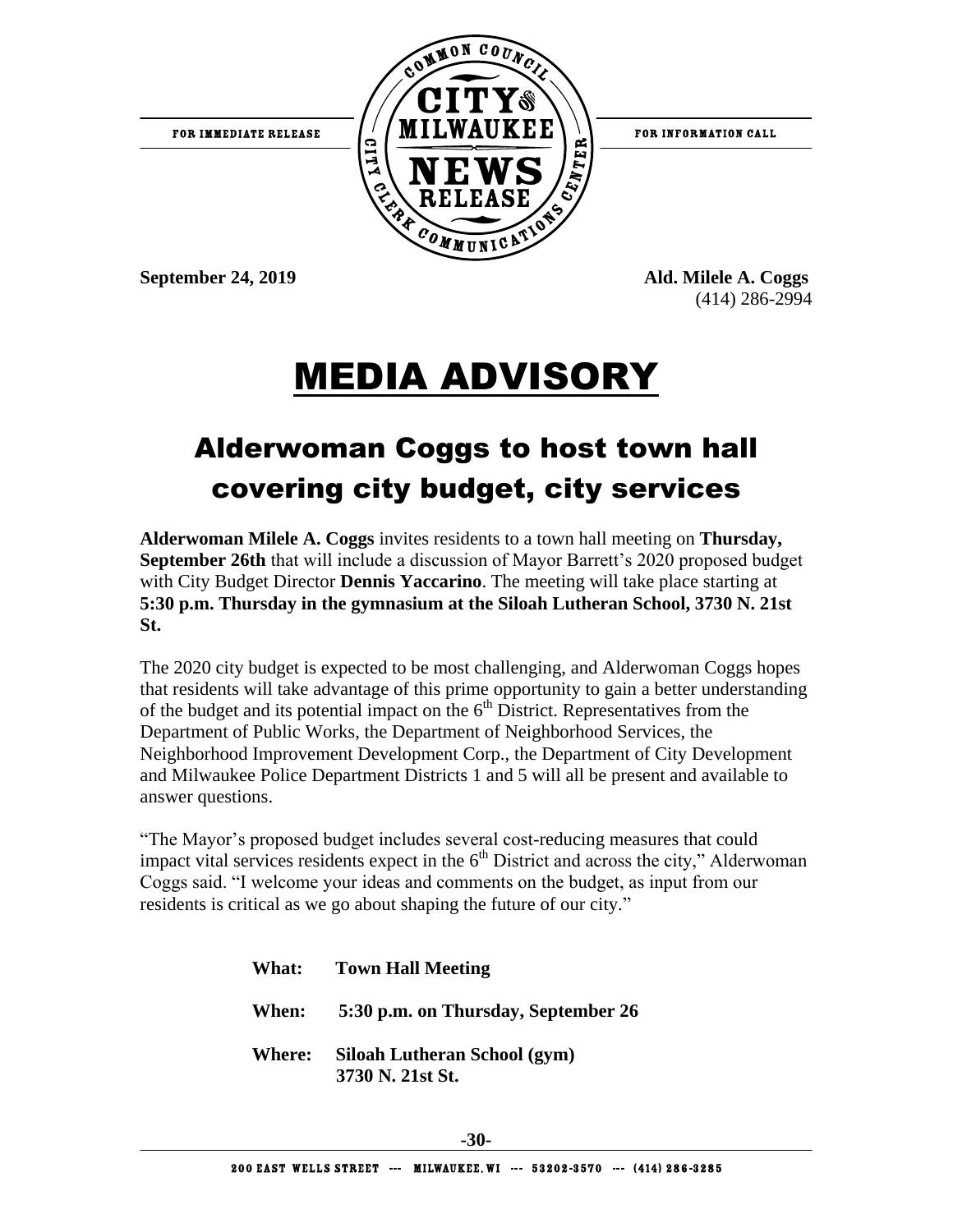FOR IMMEDIATE RELEASE

COMMON COUNCIL CITY OF MILWAUKEE NEWS RELEASE — CITY CLERK COMMUNICATIONS CENTER

FOR INFORMATION CALL

**September 24, 2019**

**Ald. Milele A. Coggs**
(414) 286-2994

# MEDIA ADVISORY

## Alderwoman Coggs to host town hall covering city budget, city services

**Alderwoman Milele A. Coggs** invites residents to a town hall meeting on **Thursday, September 26th** that will include a discussion of Mayor Barrett's 2020 proposed budget with City Budget Director **Dennis Yaccarino**. The meeting will take place starting at **5:30 p.m. Thursday in the gymnasium at the Siloah Lutheran School, 3730 N. 21st St.**

The 2020 city budget is expected to be most challenging, and Alderwoman Coggs hopes that residents will take advantage of this prime opportunity to gain a better understanding of the budget and its potential impact on the 6th District. Representatives from the Department of Public Works, the Department of Neighborhood Services, the Neighborhood Improvement Development Corp., the Department of City Development and Milwaukee Police Department Districts 1 and 5 will all be present and available to answer questions.

"The Mayor's proposed budget includes several cost-reducing measures that could impact vital services residents expect in the 6th District and across the city," Alderwoman Coggs said. "I welcome your ideas and comments on the budget, as input from our residents is critical as we go about shaping the future of our city."

**What:** **Town Hall Meeting**

**When:** **5:30 p.m. on Thursday, September 26**

**Where:** **Siloah Lutheran School (gym)**
**3730 N. 21st St.**

**-30-**

200 EAST WELLS STREET --- MILWAUKEE, WI --- 53202-3570 --- (414) 286-3285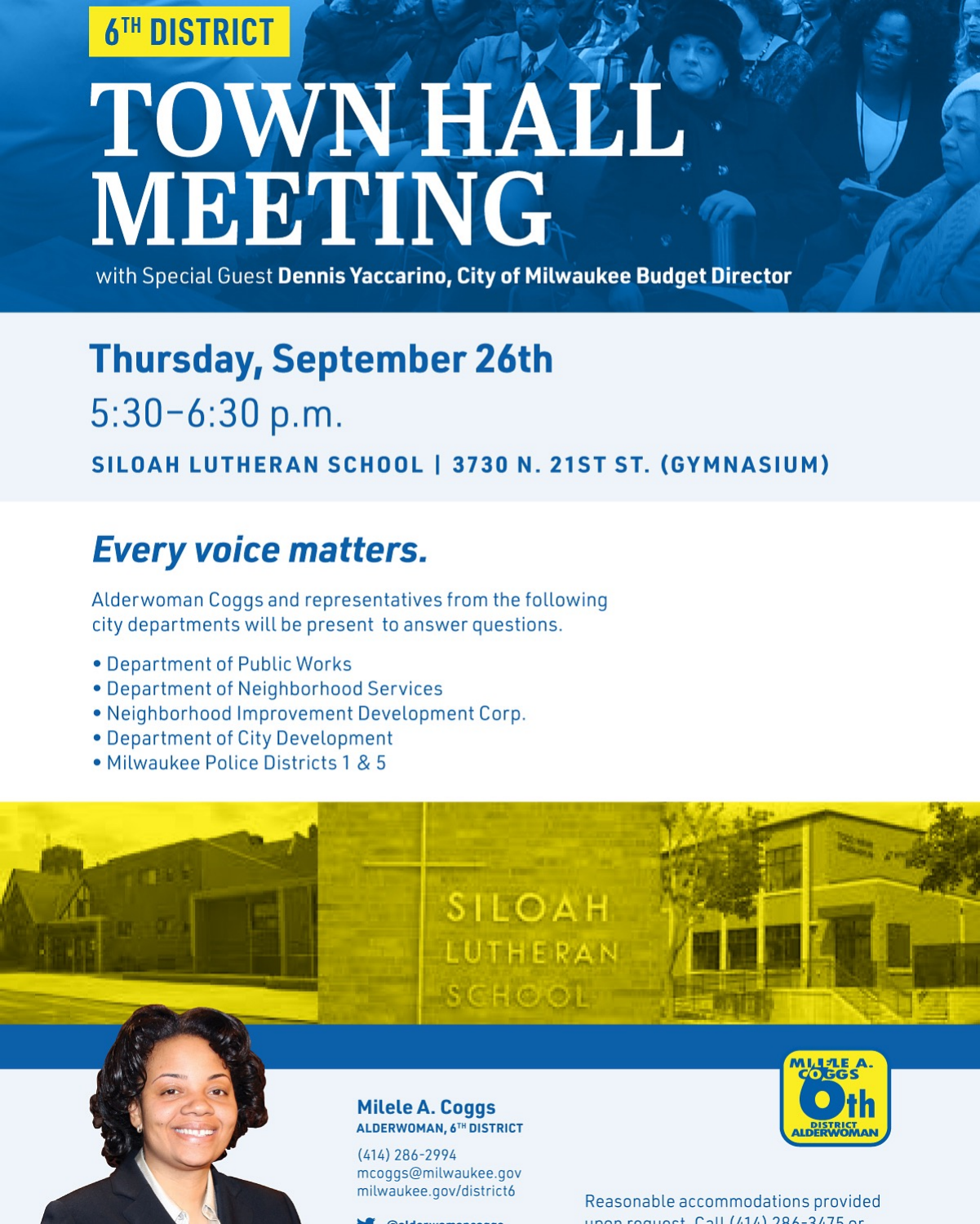6TH DISTRICT

# TOWN HALL MEETING

with Special Guest **Dennis Yaccarino, City of Milwaukee Budget Director**

## Thursday, September 26th

5:30–6:30 p.m.

**SILOAH LUTHERAN SCHOOL | 3730 N. 21ST ST. (GYMNASIUM)**

## *Every voice matters.*

Alderwoman Coggs and representatives from the following city departments will be present to answer questions.

- Department of Public Works
- Department of Neighborhood Services
- Neighborhood Improvement Development Corp.
- Department of City Development
- Milwaukee Police Districts 1 & 5

**Milele A. Coggs**
**ALDERWOMAN, 6TH DISTRICT**
(414) 286-2994
mcoggs@milwaukee.gov
milwaukee.gov/district6

MILELE A. COGGS 6th DISTRICT ALDERWOMAN

Reasonable accommodations provided upon request. Call (414) 286-3475 or